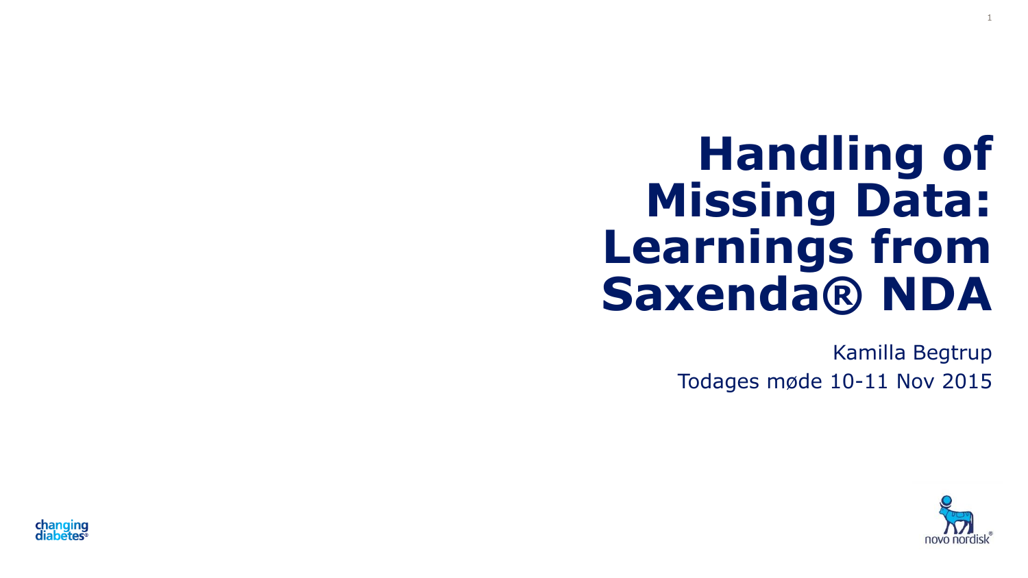# Handling of Missing Data: Learnings from Saxenda® NDA

Kamilla Begtrup

Todages møde 10-11 Nov 2015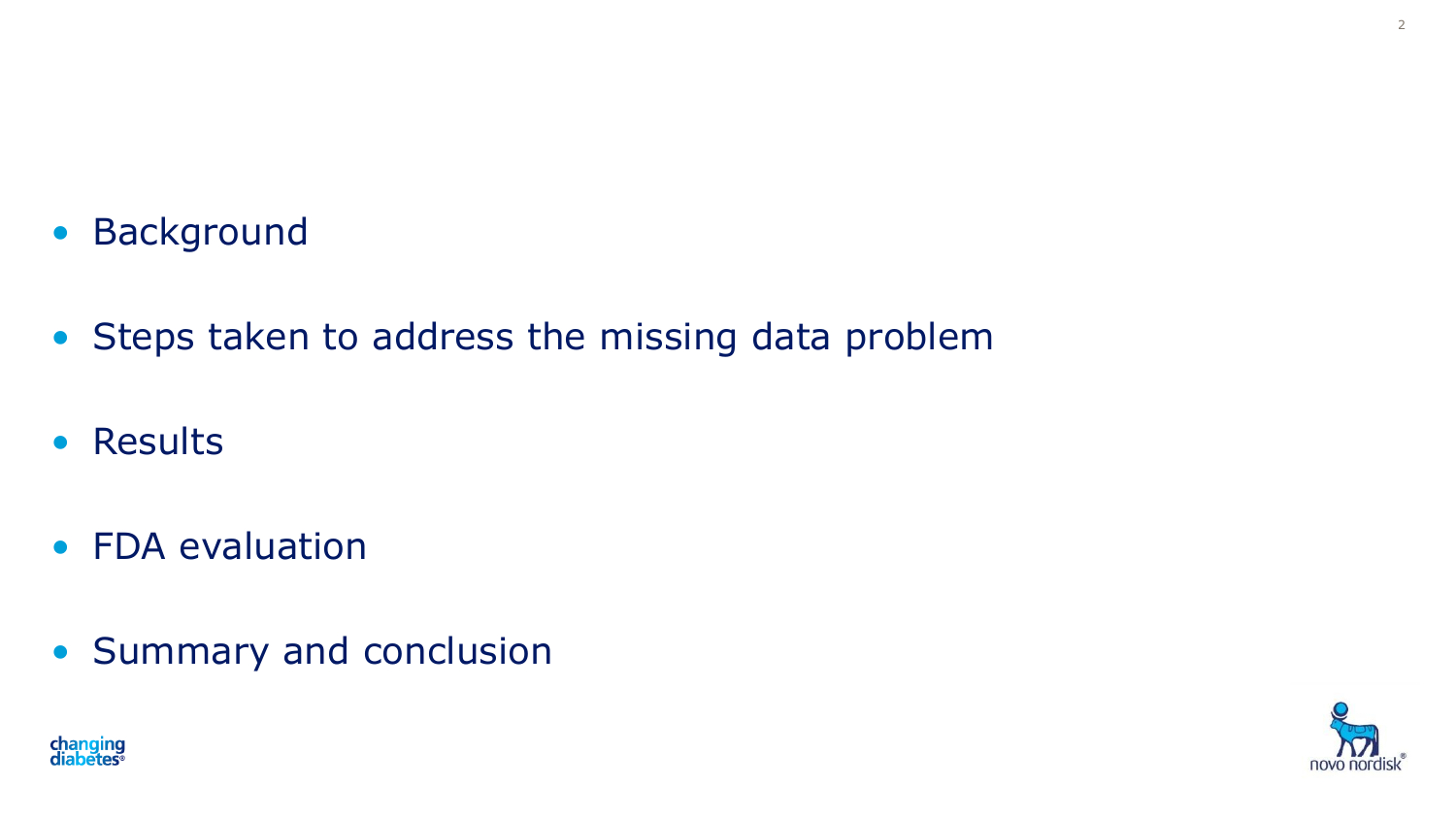- Background
- Steps taken to address the missing data problem
- Results
- FDA evaluation
- Summary and conclusion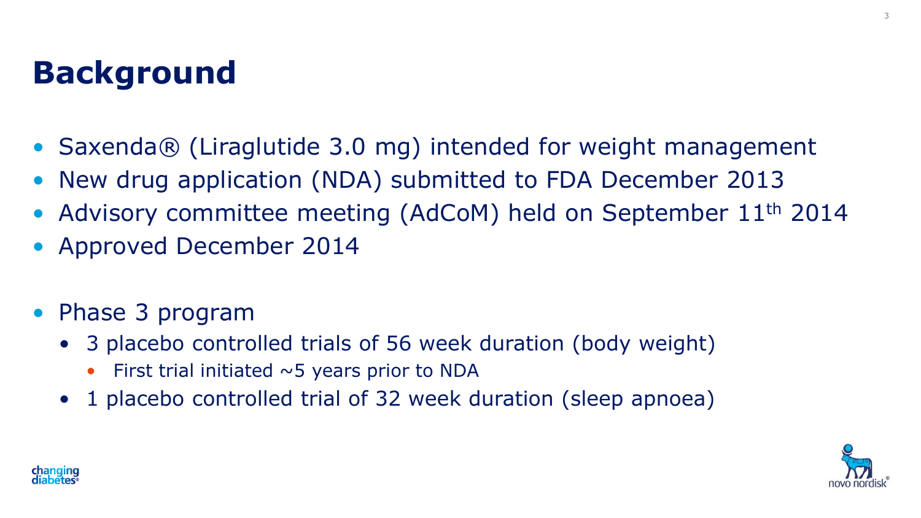# Background

- Saxenda® (Liraglutide 3.0 mg) intended for weight management
- New drug application (NDA) submitted to FDA December 2013
- Advisory committee meeting (AdCoM) held on September 11th 2014
- Approved December 2014

- Phase 3 program
  - 3 placebo controlled trials of 56 week duration (body weight)
    - First trial initiated ~5 years prior to NDA
  - 1 placebo controlled trial of 32 week duration (sleep apnoea)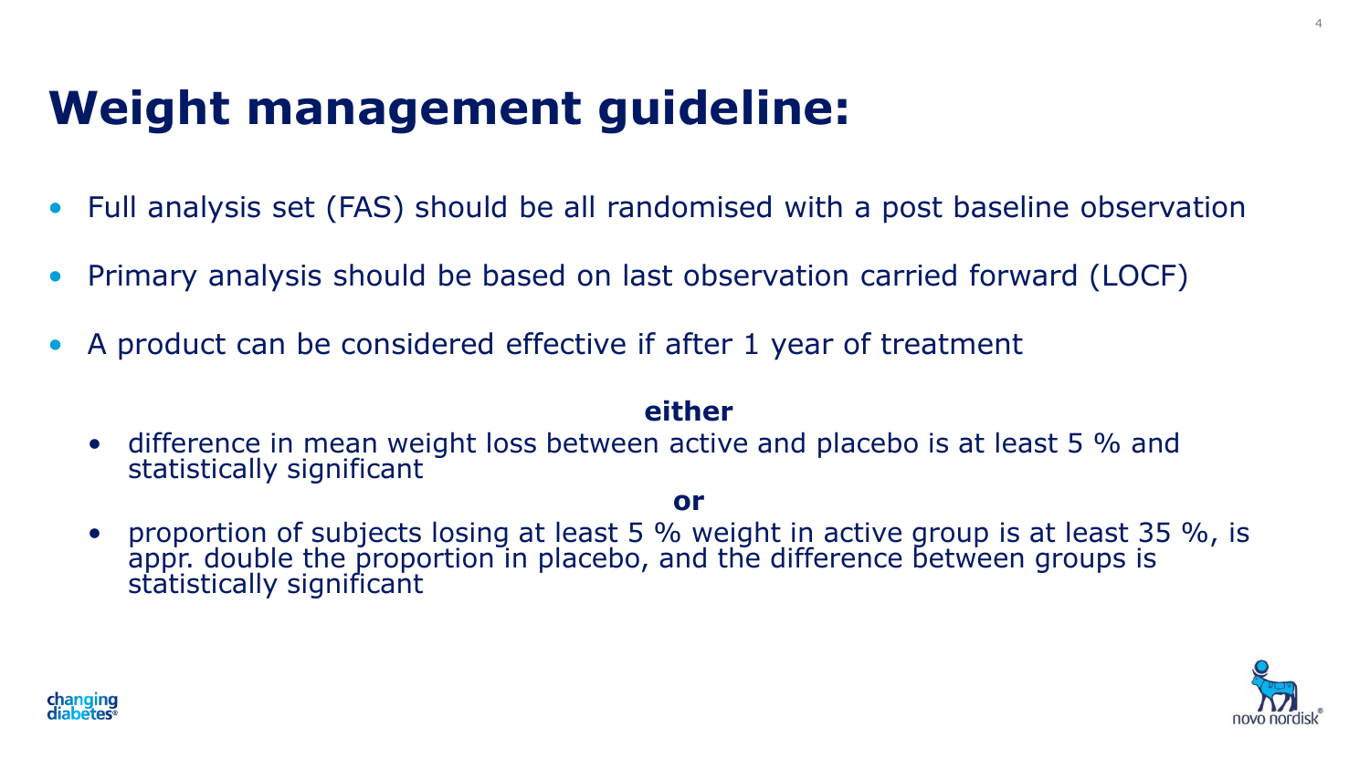# Weight management guideline:

- Full analysis set (FAS) should be all randomised with a post baseline observation
- Primary analysis should be based on last observation carried forward (LOCF)
- A product can be considered effective if after 1 year of treatment

**either**

  - difference in mean weight loss between active and placebo is at least 5 % and statistically significant

**or**

  - proportion of subjects losing at least 5 % weight in active group is at least 35 %, is appr. double the proportion in placebo, and the difference between groups is statistically significant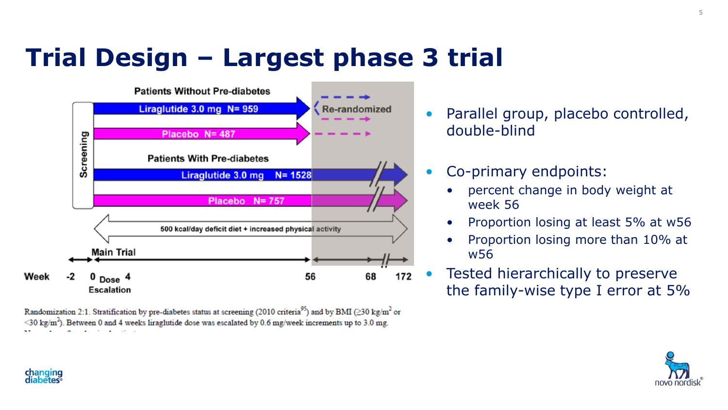# Trial Design – Largest phase 3 trial

Patients Without Pre-diabetes

Liraglutide 3.0 mg N= 959

Placebo N= 487

Re-randomized

Screening

Patients With Pre-diabetes

Liraglutide 3.0 mg N= 1528

Placebo N= 757

500 kcal/day deficit diet + increased physical activity

Main Trial

Week -2 0 Dose Escalation 4 56 68 172

Randomization 2:1. Stratification by pre-diabetes status at screening (2010 criteria[95]) and by BMI (≥30 kg/m$^2$ or <30 kg/m$^2$). Between 0 and 4 weeks liraglutide dose was escalated by 0.6 mg/week increments up to 3.0 mg.

- Parallel group, placebo controlled, double-blind
- Co-primary endpoints:
  - percent change in body weight at week 56
  - Proportion losing at least 5% at w56
  - Proportion losing more than 10% at w56
- Tested hierarchically to preserve the family-wise type I error at 5%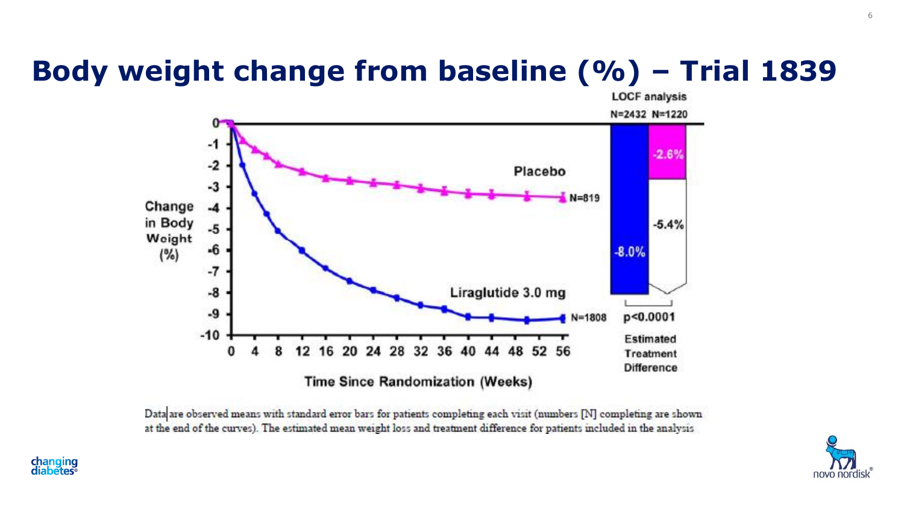# Body weight change from baseline (%) – Trial 1839

LOCF analysis

N=2432 N=1220

Placebo: -2.6%

Liraglutide 3.0 mg: -8.0%

Estimated Treatment Difference: -5.4%, p<0.0001

| Time Since Randomization (Weeks) | 0 | 4 | 8 | 12 | 16 | 20 | 24 | 28 | 32 | 36 | 40 | 44 | 48 | 52 | 56 |
|---|---|---|---|---|---|---|---|---|---|---|---|---|---|---|---|

Placebo: N=819

Liraglutide 3.0 mg: N=1808

Change in Body Weight (%)

Data are observed means with standard error bars for patients completing each visit (numbers [N] completing are shown at the end of the curves). The estimated mean weight loss and treatment difference for patients included in the analysis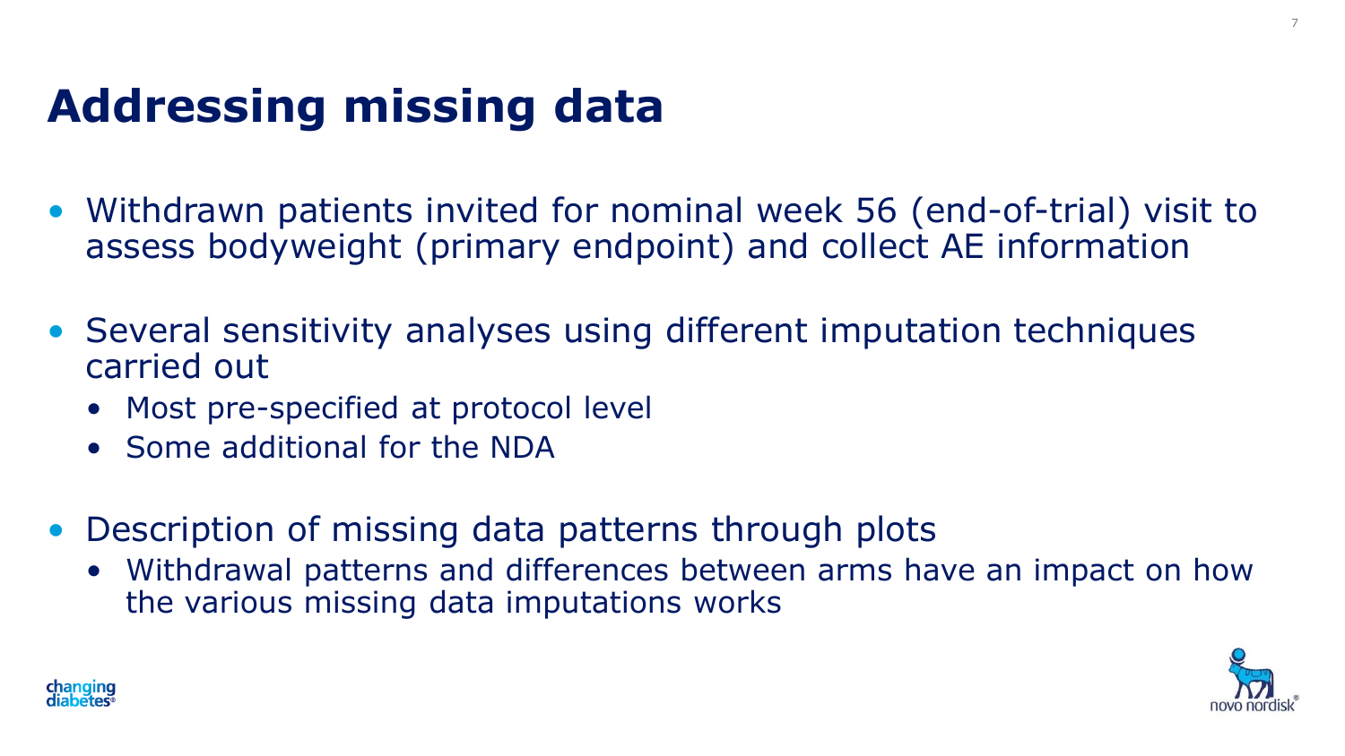# Addressing missing data

- Withdrawn patients invited for nominal week 56 (end-of-trial) visit to assess bodyweight (primary endpoint) and collect AE information
- Several sensitivity analyses using different imputation techniques carried out
  - Most pre-specified at protocol level
  - Some additional for the NDA
- Description of missing data patterns through plots
  - Withdrawal patterns and differences between arms have an impact on how the various missing data imputations works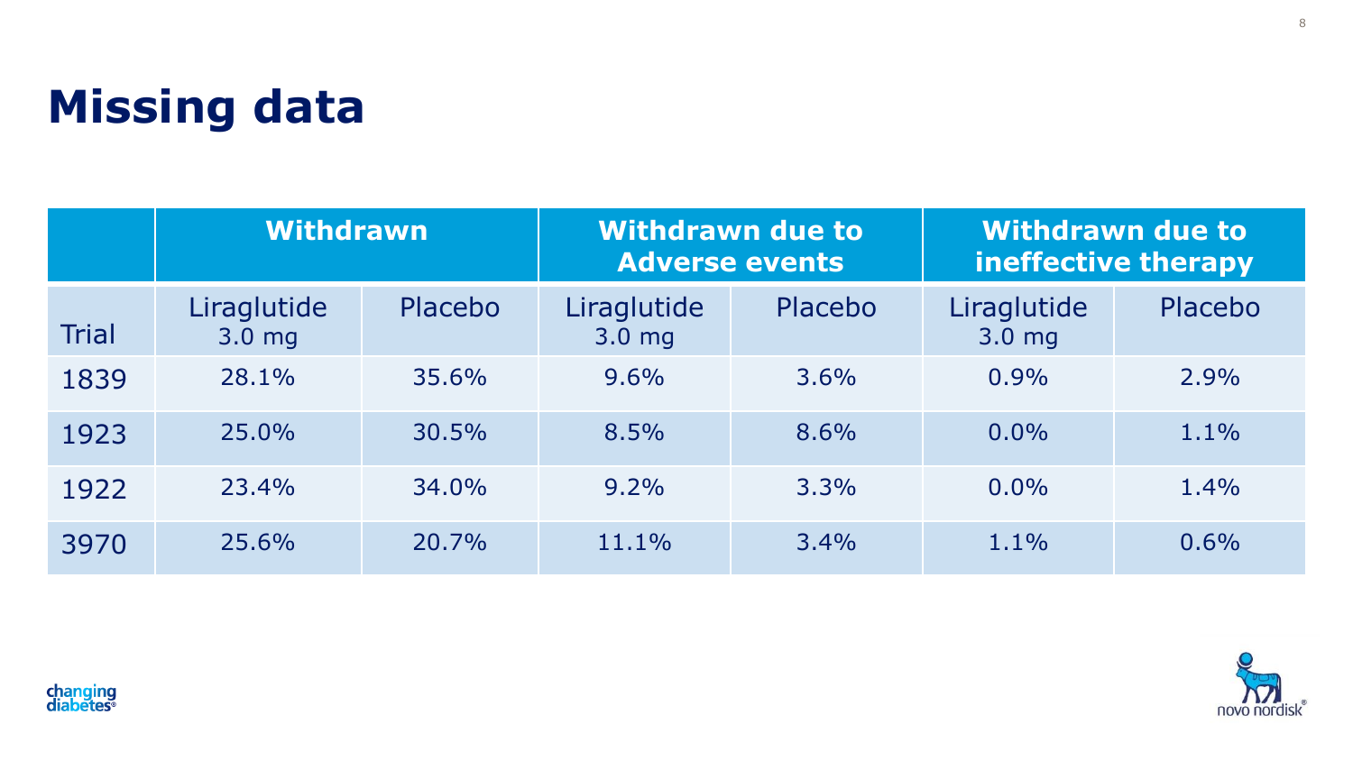# Missing data

| | Withdrawn | | Withdrawn due to Adverse events | | Withdrawn due to ineffective therapy | |
|---|---|---|---|---|---|---|
| Trial | Liraglutide 3.0 mg | Placebo | Liraglutide 3.0 mg | Placebo | Liraglutide 3.0 mg | Placebo |
| 1839 | 28.1% | 35.6% | 9.6% | 3.6% | 0.9% | 2.9% |
| 1923 | 25.0% | 30.5% | 8.5% | 8.6% | 0.0% | 1.1% |
| 1922 | 23.4% | 34.0% | 9.2% | 3.3% | 0.0% | 1.4% |
| 3970 | 25.6% | 20.7% | 11.1% | 3.4% | 1.1% | 0.6% |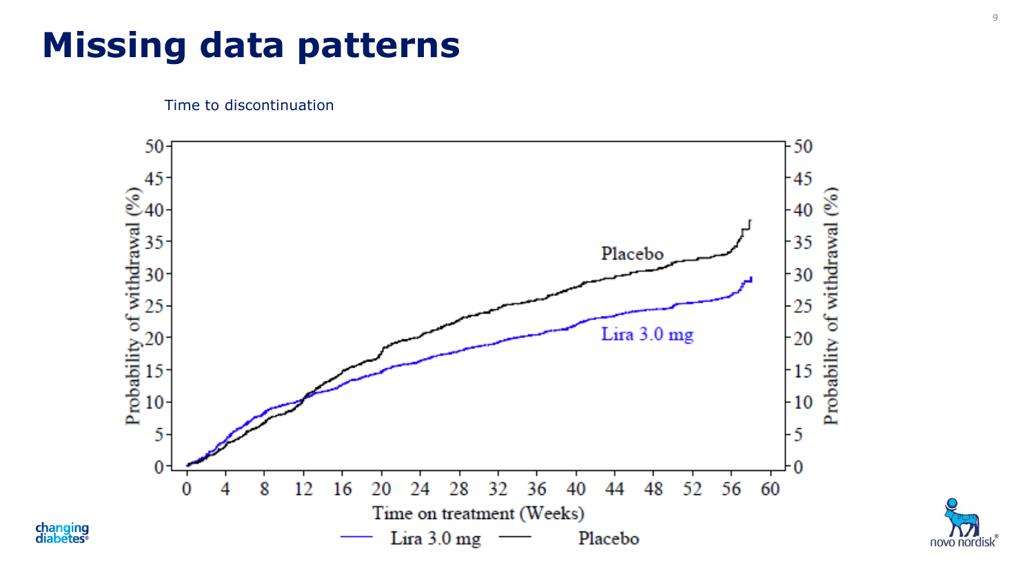# Missing data patterns

Time to discontinuation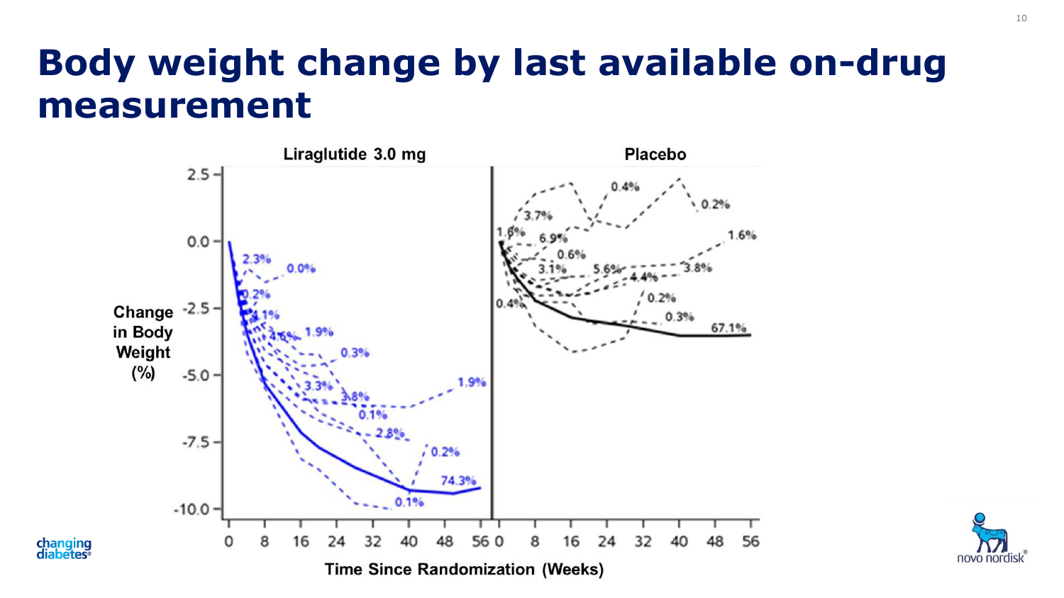# Body weight change by last available on-drug measurement

Liraglutide 3.0 mg | Placebo

Change in Body Weight (%)

Time Since Randomization (Weeks)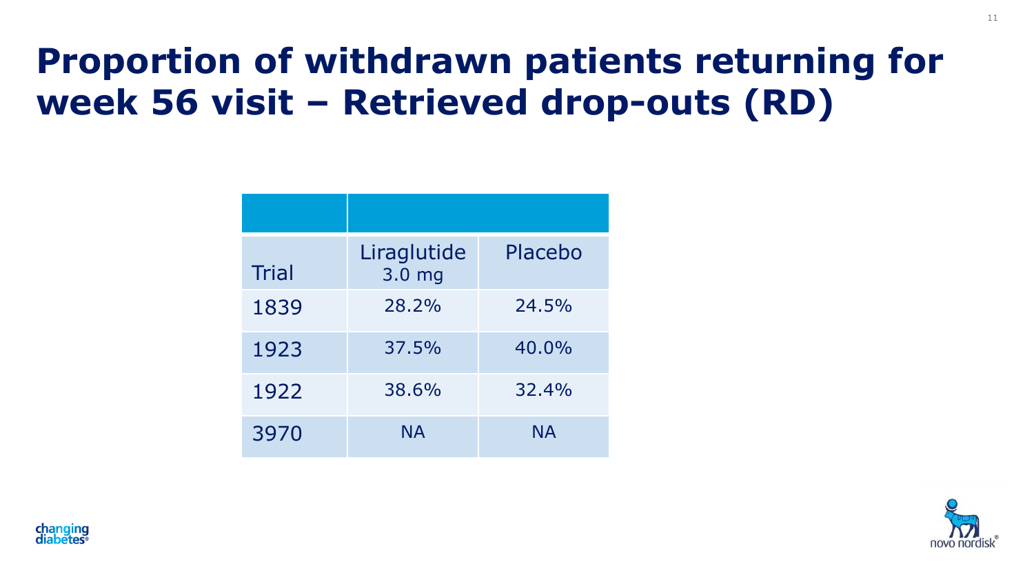# Proportion of withdrawn patients returning for week 56 visit – Retrieved drop-outs (RD)

| Trial | Liraglutide 3.0 mg | Placebo |
|---|---|---|
| 1839 | 28.2% | 24.5% |
| 1923 | 37.5% | 40.0% |
| 1922 | 38.6% | 32.4% |
| 3970 | NA | NA |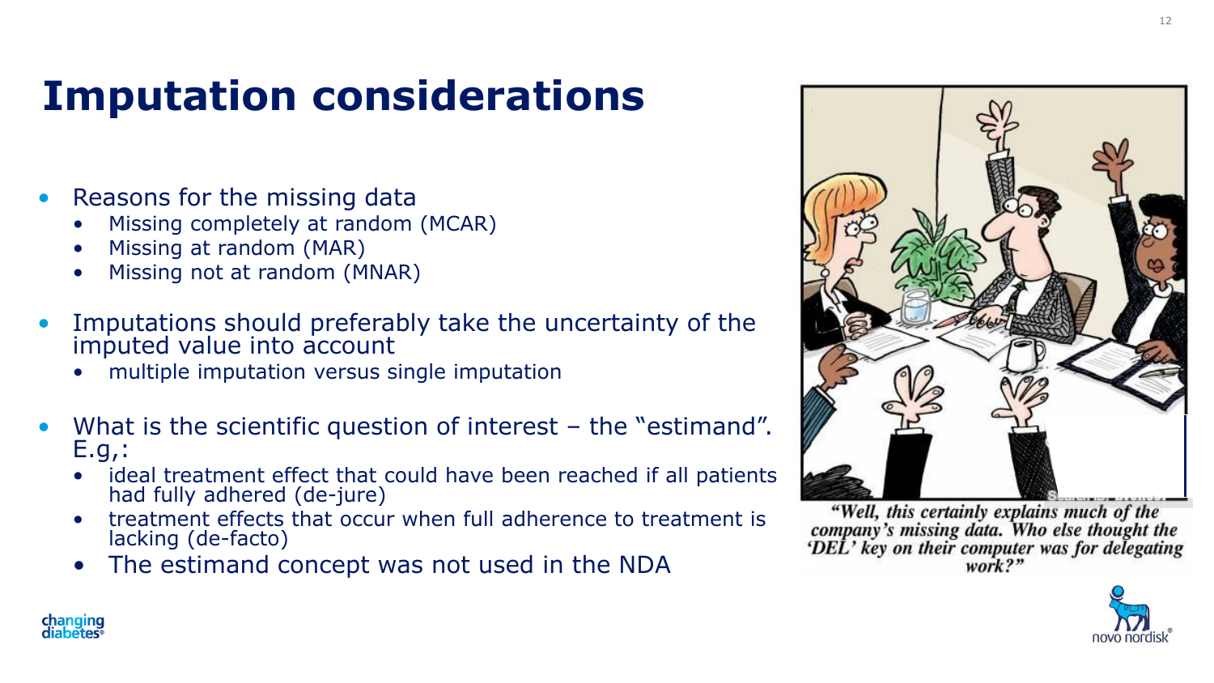# Imputation considerations

- Reasons for the missing data
  - Missing completely at random (MCAR)
  - Missing at random (MAR)
  - Missing not at random (MNAR)
- Imputations should preferably take the uncertainty of the imputed value into account
  - multiple imputation versus single imputation
- What is the scientific question of interest – the "estimand". E.g,:
  - ideal treatment effect that could have been reached if all patients had fully adhered (de-jure)
  - treatment effects that occur when full adherence to treatment is lacking (de-facto)
  - The estimand concept was not used in the NDA

*"Well, this certainly explains much of the company's missing data. Who else thought the 'DEL' key on their computer was for delegating work?"*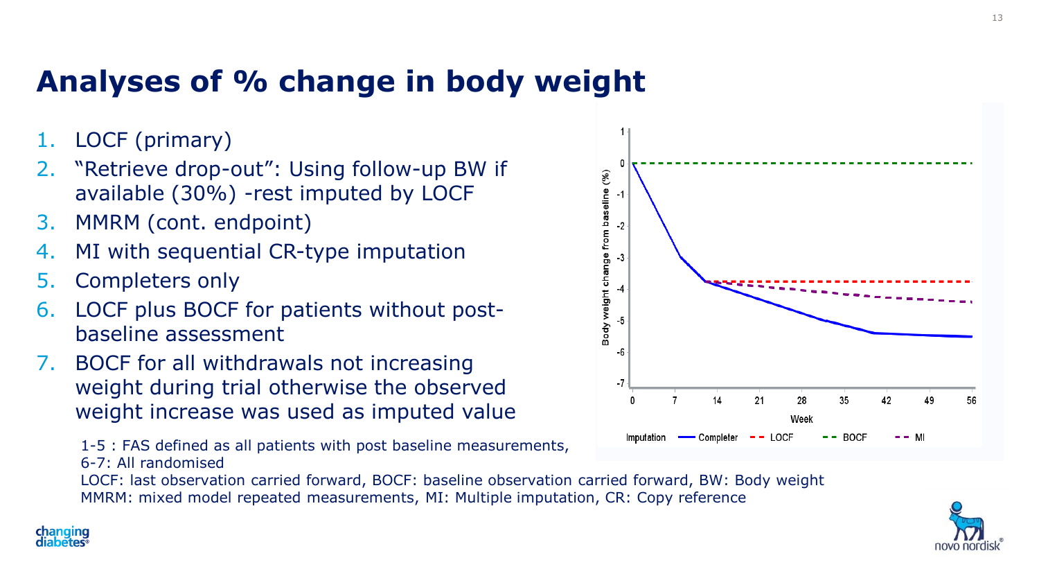# Analyses of % change in body weight

1. LOCF (primary)
2. "Retrieve drop-out": Using follow-up BW if available (30%) -rest imputed by LOCF
3. MMRM (cont. endpoint)
4. MI with sequential CR-type imputation
5. Completers only
6. LOCF plus BOCF for patients without post-baseline assessment
7. BOCF for all withdrawals not increasing weight during trial otherwise the observed weight increase was used as imputed value

1-5 : FAS defined as all patients with post baseline measurements,
6-7: All randomised

LOCF: last observation carried forward, BOCF: baseline observation carried forward, BW: Body weight
MMRM: mixed model repeated measurements, MI: Multiple imputation, CR: Copy reference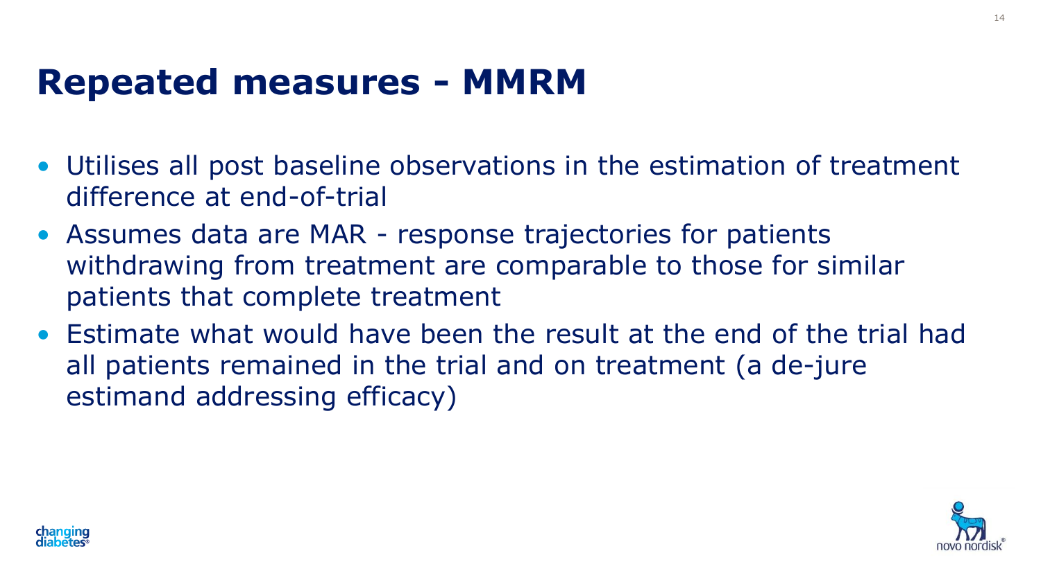# Repeated measures - MMRM

- Utilises all post baseline observations in the estimation of treatment difference at end-of-trial
- Assumes data are MAR - response trajectories for patients withdrawing from treatment are comparable to those for similar patients that complete treatment
- Estimate what would have been the result at the end of the trial had all patients remained in the trial and on treatment (a de-jure estimand addressing efficacy)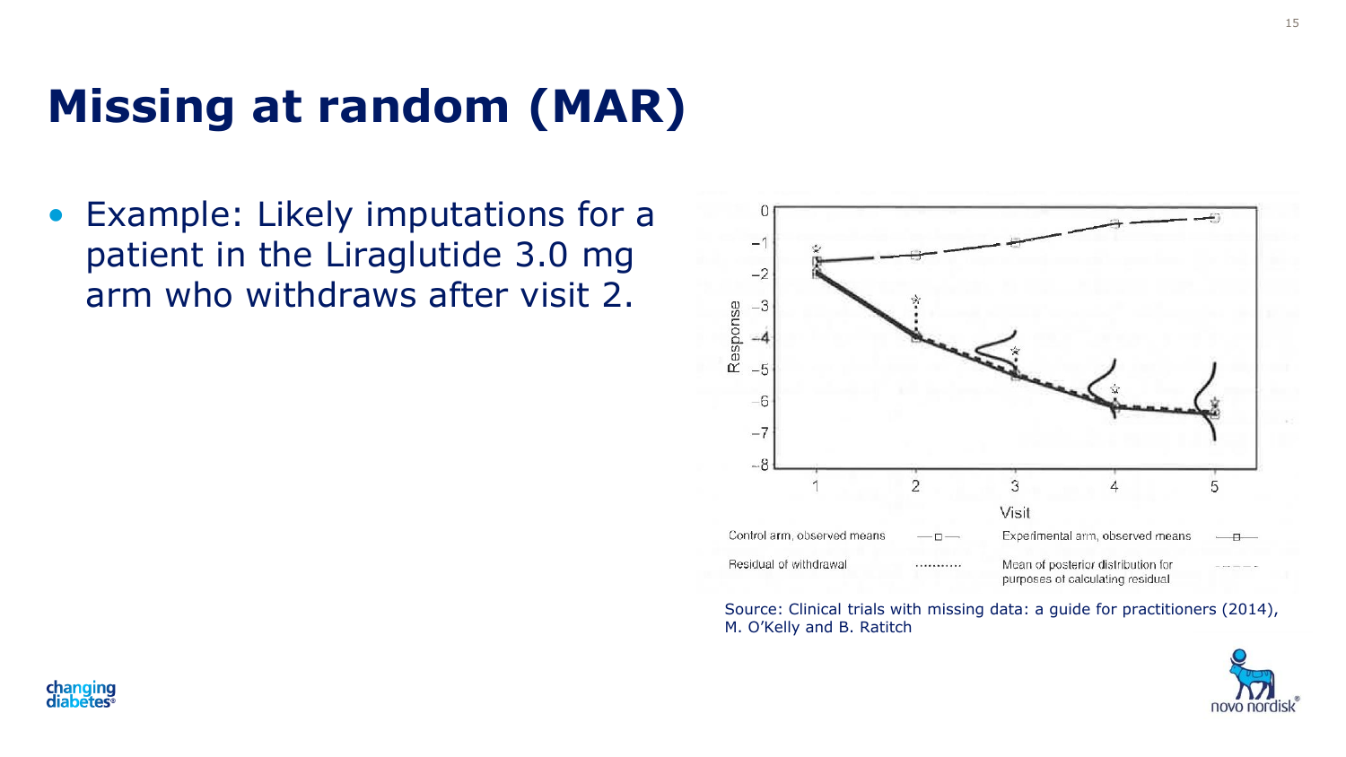# Missing at random (MAR)

- Example: Likely imputations for a patient in the Liraglutide 3.0 mg arm who withdraws after visit 2.

Source: Clinical trials with missing data: a guide for practitioners (2014), M. O'Kelly and B. Ratitch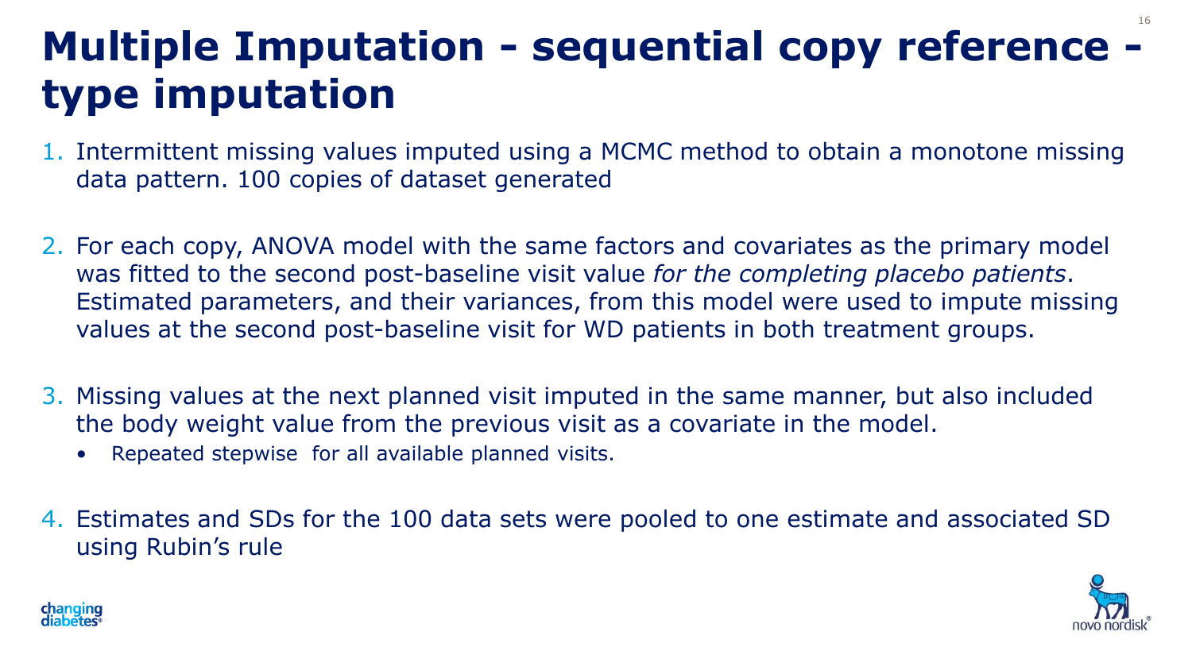# Multiple Imputation - sequential copy reference - type imputation

1. Intermittent missing values imputed using a MCMC method to obtain a monotone missing data pattern. 100 copies of dataset generated

2. For each copy, ANOVA model with the same factors and covariates as the primary model was fitted to the second post-baseline visit value *for the completing placebo patients*. Estimated parameters, and their variances, from this model were used to impute missing values at the second post-baseline visit for WD patients in both treatment groups.

3. Missing values at the next planned visit imputed in the same manner, but also included the body weight value from the previous visit as a covariate in the model.
   - Repeated stepwise for all available planned visits.

4. Estimates and SDs for the 100 data sets were pooled to one estimate and associated SD using Rubin's rule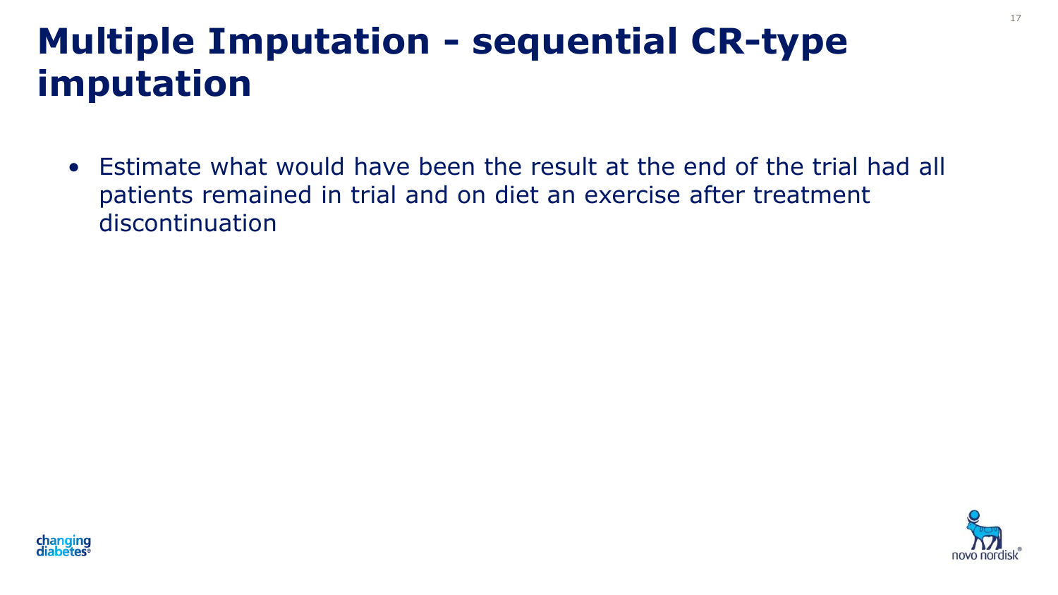# Multiple Imputation - sequential CR-type imputation

- Estimate what would have been the result at the end of the trial had all patients remained in trial and on diet an exercise after treatment discontinuation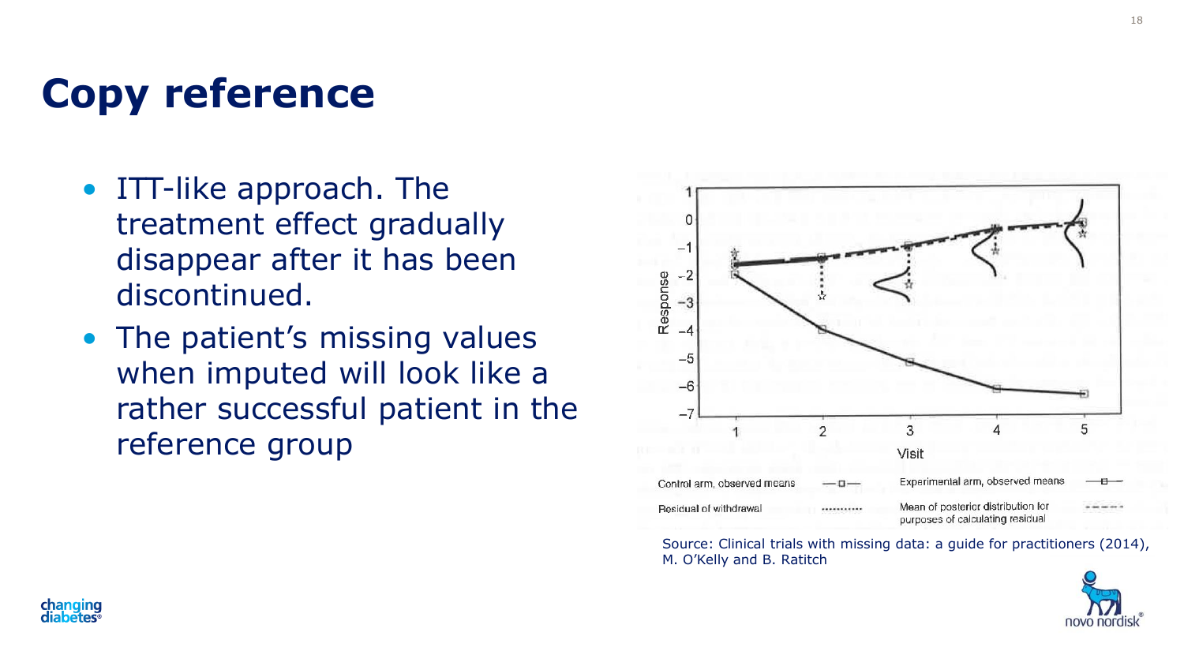# Copy reference

- ITT-like approach. The treatment effect gradually disappear after it has been discontinued.
- The patient's missing values when imputed will look like a rather successful patient in the reference group

Source: Clinical trials with missing data: a guide for practitioners (2014), M. O'Kelly and B. Ratitch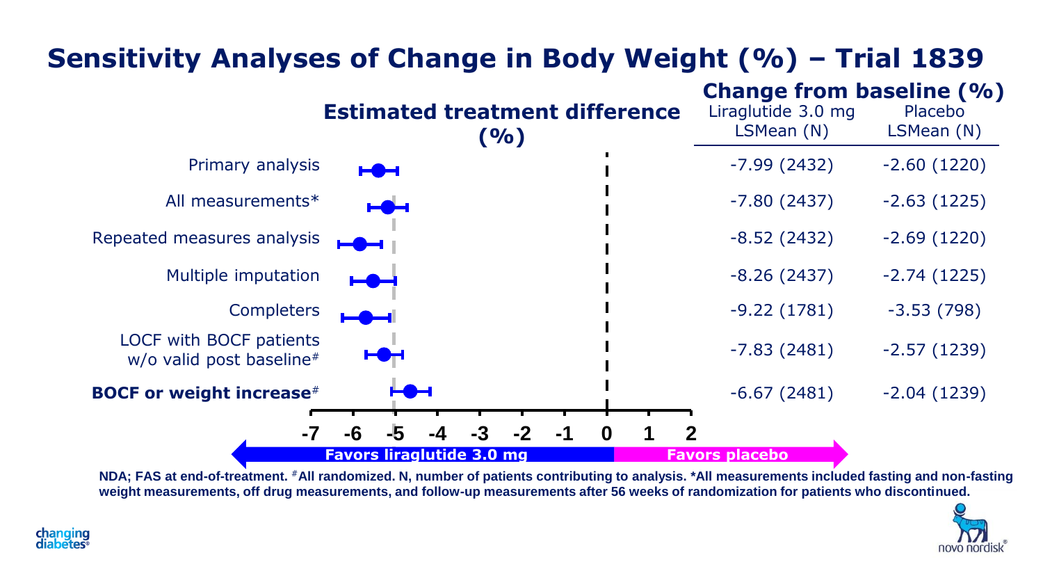# Sensitivity Analyses of Change in Body Weight (%) – Trial 1839

| | Estimated treatment difference (%) | Change from baseline (%) Liraglutide 3.0 mg LSMean (N) | Change from baseline (%) Placebo LSMean (N) |
|---|---|---|---|
| Primary analysis | | -7.99 (2432) | -2.60 (1220) |
| All measurements* | | -7.80 (2437) | -2.63 (1225) |
| Repeated measures analysis | | -8.52 (2432) | -2.69 (1220) |
| Multiple imputation | | -8.26 (2437) | -2.74 (1225) |
| Completers | | -9.22 (1781) | -3.53 (798) |
| LOCF with BOCF patients w/o valid post baseline# | | -7.83 (2481) | -2.57 (1239) |
| **BOCF or weight increase#** | | -6.67 (2481) | -2.04 (1239) |

-7 -6 -5 -4 -3 -2 -1 0 1 2

Favors liraglutide 3.0 mg | Favors placebo

**NDA; FAS at end-of-treatment. #All randomized. N, number of patients contributing to analysis. *All measurements included fasting and non-fasting weight measurements, off drug measurements, and follow-up measurements after 56 weeks of randomization for patients who discontinued.**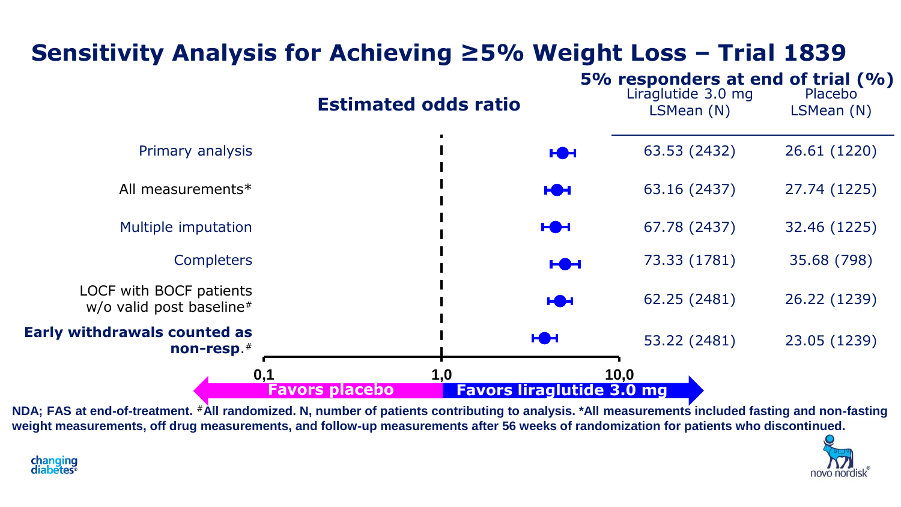# Sensitivity Analysis for Achieving ≥5% Weight Loss – Trial 1839

**Estimated odds ratio**

| | 5% responders at end of trial (%) Liraglutide 3.0 mg LSMean (N) | Placebo LSMean (N) |
|---|---|---|
| Primary analysis | 63.53 (2432) | 26.61 (1220) |
| All measurements* | 63.16 (2437) | 27.74 (1225) |
| Multiple imputation | 67.78 (2437) | 32.46 (1225) |
| Completers | 73.33 (1781) | 35.68 (798) |
| LOCF with BOCF patients w/o valid post baseline# | 62.25 (2481) | 26.22 (1239) |
| **Early withdrawals counted as non-resp.**# | 53.22 (2481) | 23.05 (1239) |

0,1 — 1,0 — 10,0

Favors placebo | Favors liraglutide 3.0 mg

**NDA; FAS at end-of-treatment. #All randomized. N, number of patients contributing to analysis. *All measurements included fasting and non-fasting weight measurements, off drug measurements, and follow-up measurements after 56 weeks of randomization for patients who discontinued.**

changing diabetes®

novo nordisk®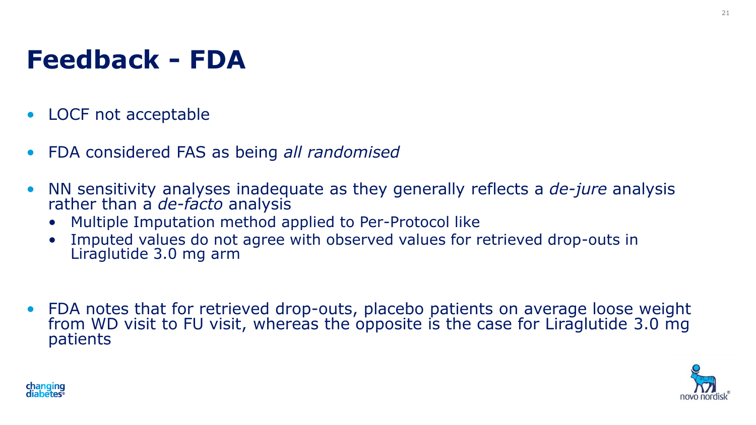# Feedback - FDA

- LOCF not acceptable
- FDA considered FAS as being *all randomised*
- NN sensitivity analyses inadequate as they generally reflects a *de-jure* analysis rather than a *de-facto* analysis
  - Multiple Imputation method applied to Per-Protocol like
  - Imputed values do not agree with observed values for retrieved drop-outs in Liraglutide 3.0 mg arm
- FDA notes that for retrieved drop-outs, placebo patients on average loose weight from WD visit to FU visit, whereas the opposite is the case for Liraglutide 3.0 mg patients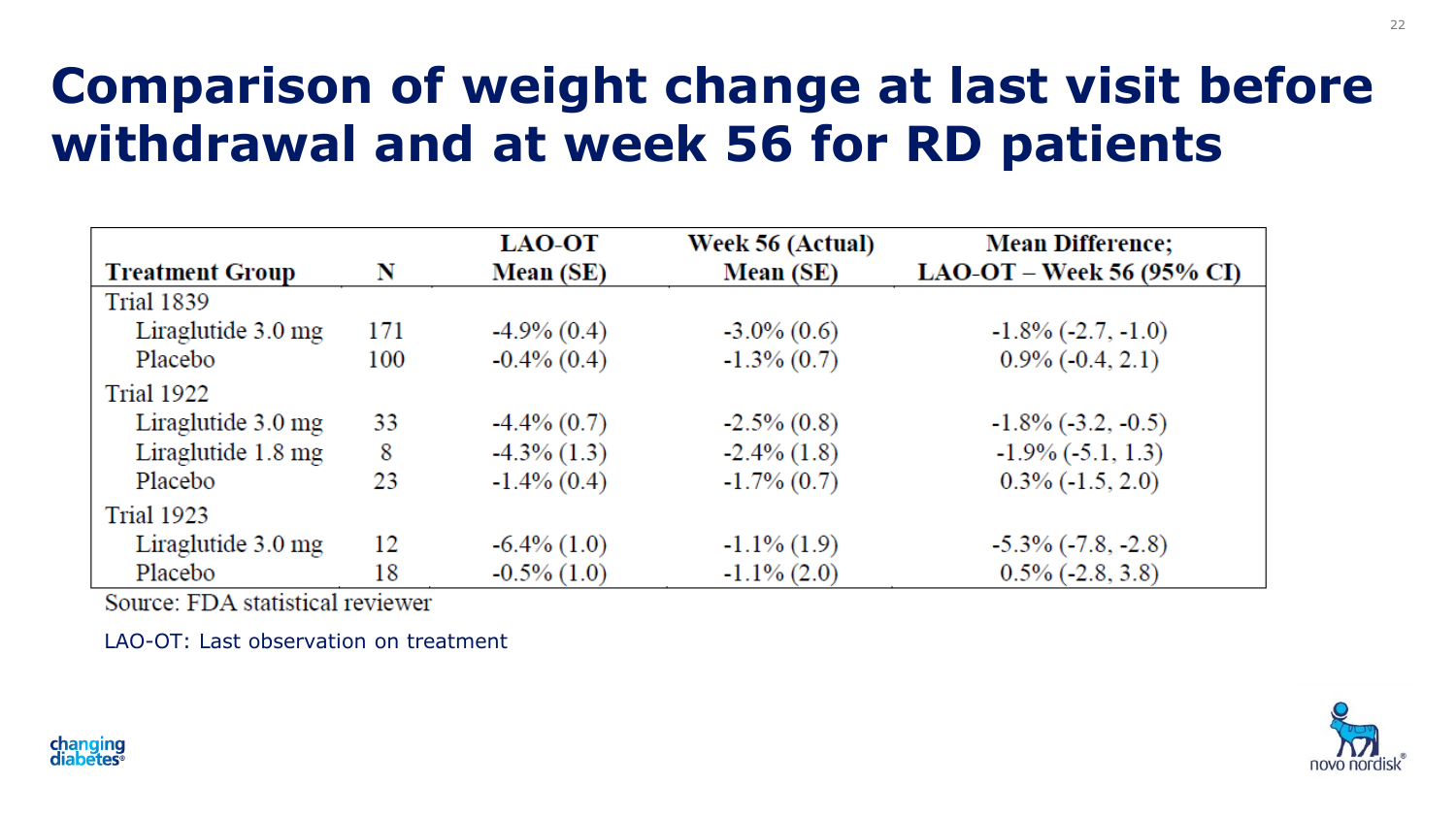# Comparison of weight change at last visit before withdrawal and at week 56 for RD patients

| Treatment Group | N | LAO-OT Mean (SE) | Week 56 (Actual) Mean (SE) | Mean Difference; LAO-OT – Week 56 (95% CI) |
|---|---|---|---|---|
| Trial 1839 | | | | |
| Liraglutide 3.0 mg | 171 | -4.9% (0.4) | -3.0% (0.6) | -1.8% (-2.7, -1.0) |
| Placebo | 100 | -0.4% (0.4) | -1.3% (0.7) | 0.9% (-0.4, 2.1) |
| Trial 1922 | | | | |
| Liraglutide 3.0 mg | 33 | -4.4% (0.7) | -2.5% (0.8) | -1.8% (-3.2, -0.5) |
| Liraglutide 1.8 mg | 8 | -4.3% (1.3) | -2.4% (1.8) | -1.9% (-5.1, 1.3) |
| Placebo | 23 | -1.4% (0.4) | -1.7% (0.7) | 0.3% (-1.5, 2.0) |
| Trial 1923 | | | | |
| Liraglutide 3.0 mg | 12 | -6.4% (1.0) | -1.1% (1.9) | -5.3% (-7.8, -2.8) |
| Placebo | 18 | -0.5% (1.0) | -1.1% (2.0) | 0.5% (-2.8, 3.8) |

Source: FDA statistical reviewer

LAO-OT: Last observation on treatment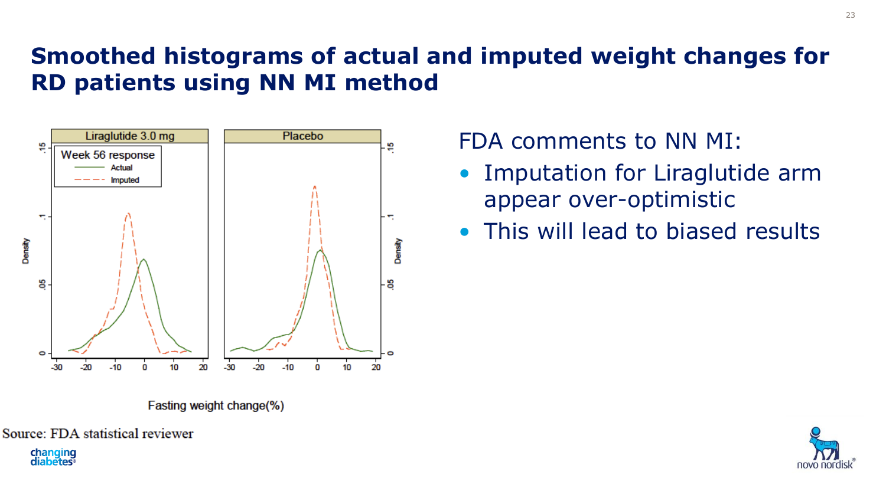# Smoothed histograms of actual and imputed weight changes for RD patients using NN MI method

Source: FDA statistical reviewer

FDA comments to NN MI:

- Imputation for Liraglutide arm appear over-optimistic
- This will lead to biased results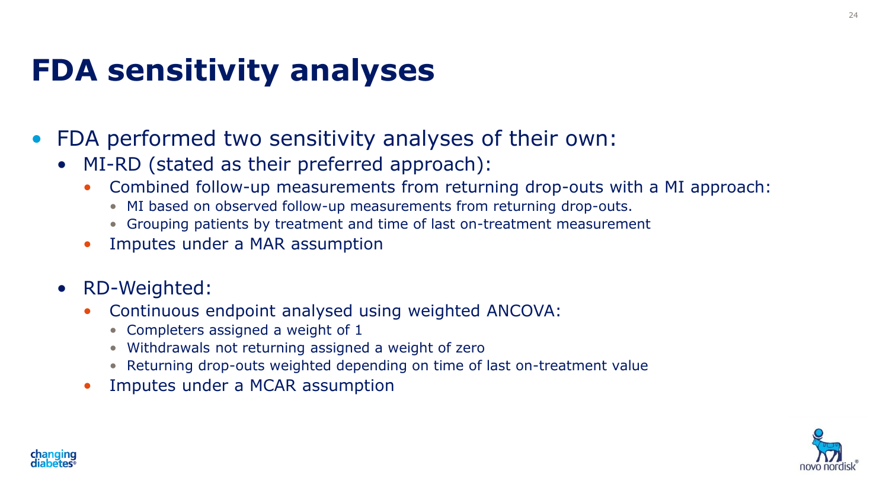# FDA sensitivity analyses

- FDA performed two sensitivity analyses of their own:
  - MI-RD (stated as their preferred approach):
    - Combined follow-up measurements from returning drop-outs with a MI approach:
      - MI based on observed follow-up measurements from returning drop-outs.
      - Grouping patients by treatment and time of last on-treatment measurement
    - Imputes under a MAR assumption
  - RD-Weighted:
    - Continuous endpoint analysed using weighted ANCOVA:
      - Completers assigned a weight of 1
      - Withdrawals not returning assigned a weight of zero
      - Returning drop-outs weighted depending on time of last on-treatment value
    - Imputes under a MCAR assumption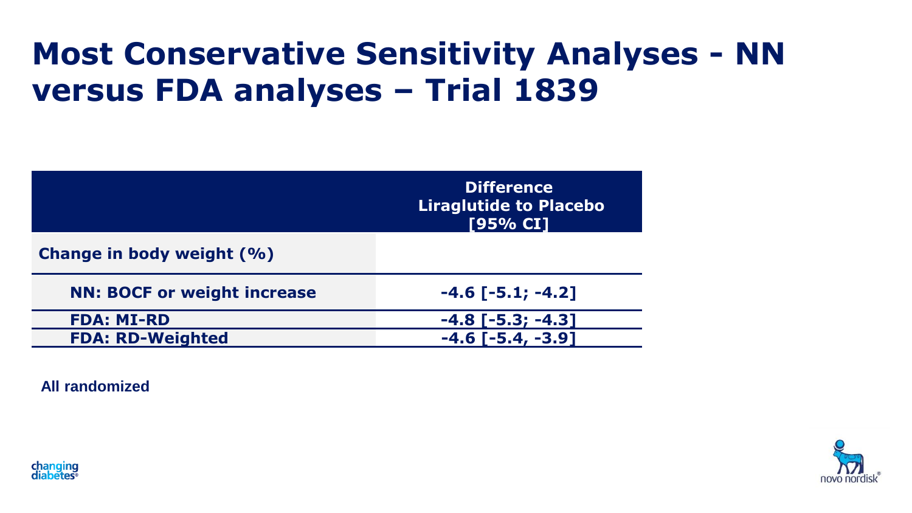# Most Conservative Sensitivity Analyses - NN versus FDA analyses – Trial 1839

| | Difference Liraglutide to Placebo [95% CI] |
|---|---|
| **Change in body weight (%)** | |
| NN: BOCF or weight increase | -4.6 [-5.1; -4.2] |
| FDA: MI-RD | -4.8 [-5.3; -4.3] |
| FDA: RD-Weighted | -4.6 [-5.4, -3.9] |

**All randomized**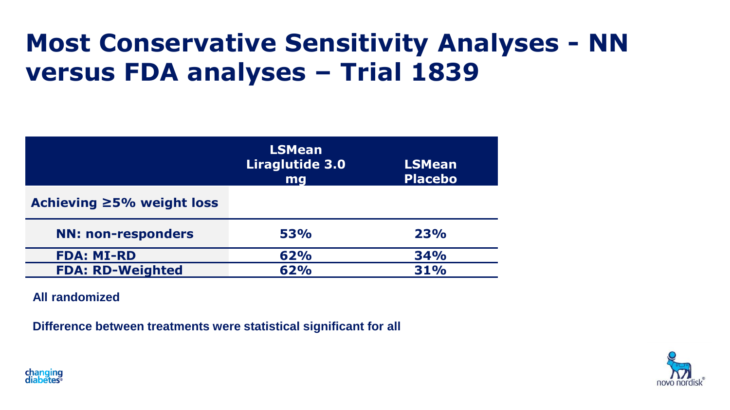# Most Conservative Sensitivity Analyses - NN versus FDA analyses – Trial 1839

| | LSMean Liraglutide 3.0 mg | LSMean Placebo |
|---|---|---|
| **Achieving ≥5% weight loss** | | |
| **NN: non-responders** | **53%** | **23%** |
| **FDA: MI-RD** | **62%** | **34%** |
| **FDA: RD-Weighted** | **62%** | **31%** |

**All randomized**

**Difference between treatments were statistical significant for all**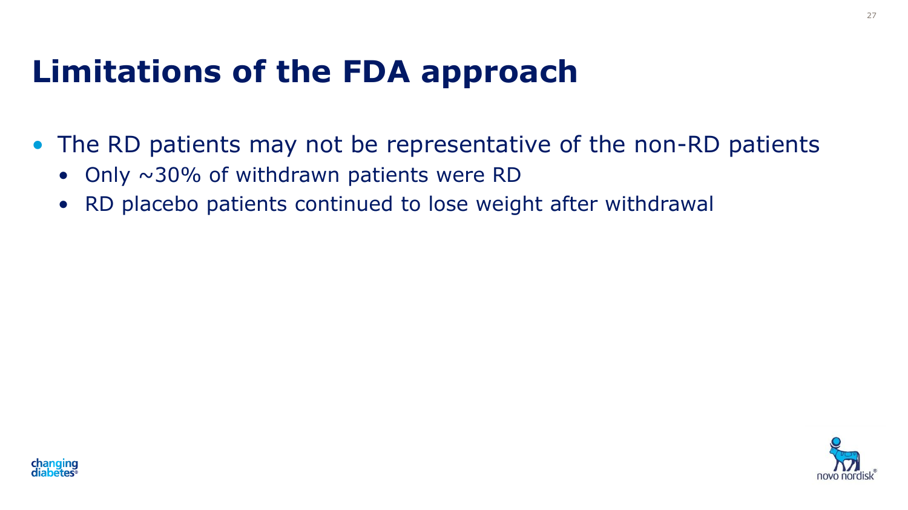# Limitations of the FDA approach

- The RD patients may not be representative of the non-RD patients
  - Only ~30% of withdrawn patients were RD
  - RD placebo patients continued to lose weight after withdrawal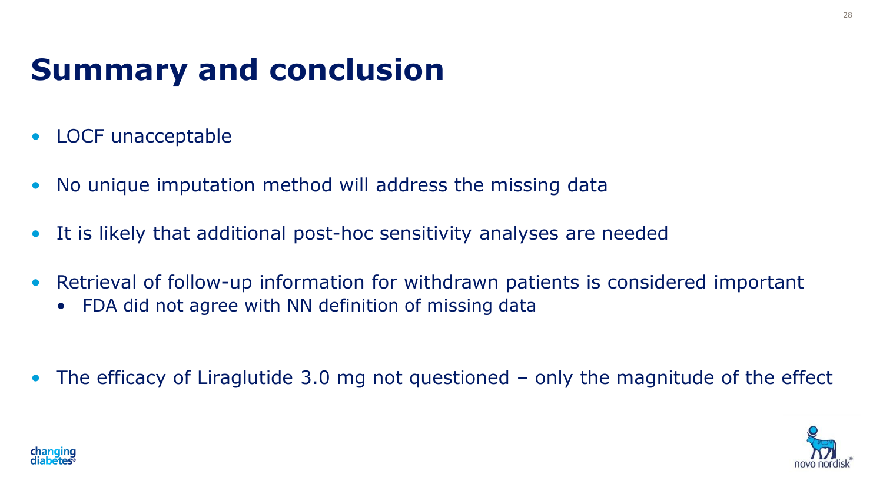# Summary and conclusion

- LOCF unacceptable
- No unique imputation method will address the missing data
- It is likely that additional post-hoc sensitivity analyses are needed
- Retrieval of follow-up information for withdrawn patients is considered important
  - FDA did not agree with NN definition of missing data
- The efficacy of Liraglutide 3.0 mg not questioned – only the magnitude of the effect